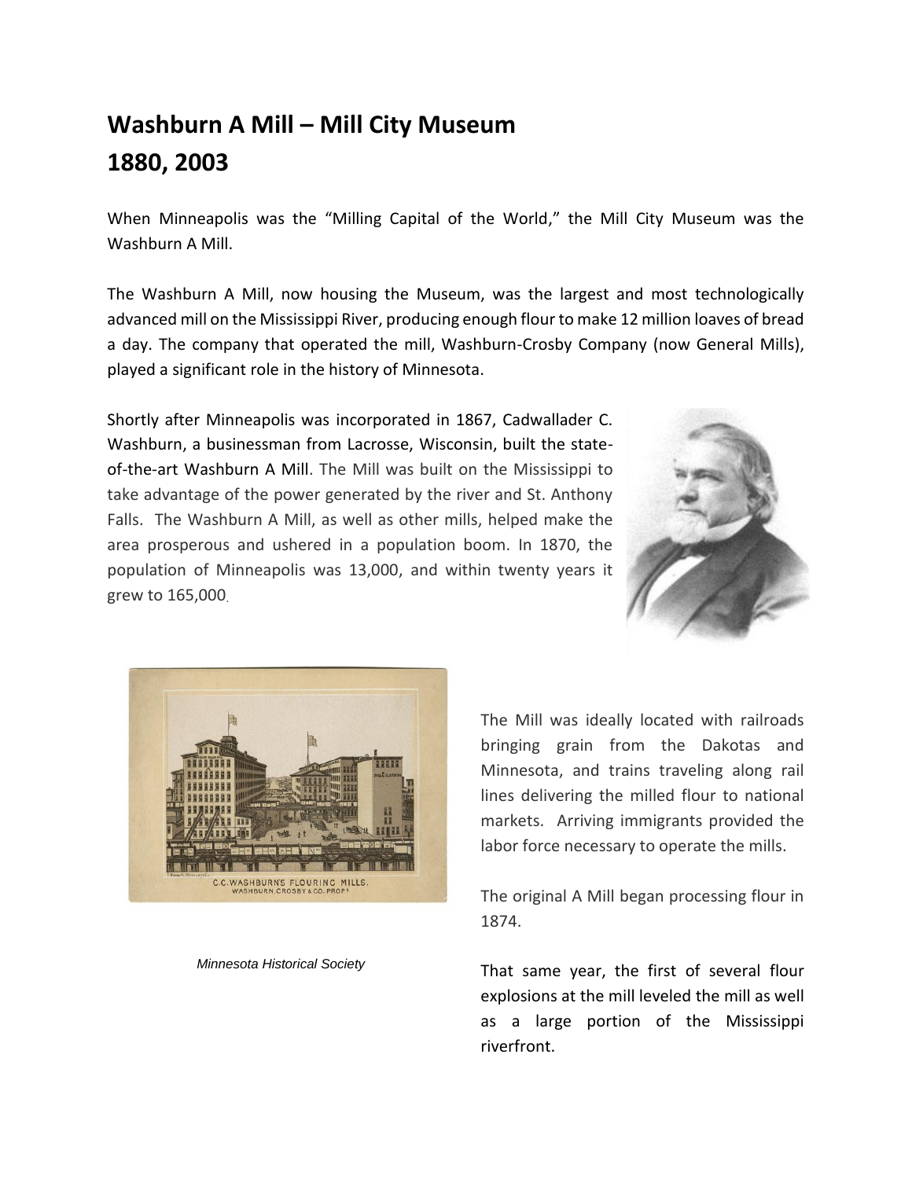# Washburn A Mill – Mill City Museum
# 1880, 2003

When Minneapolis was the "Milling Capital of the World," the Mill City Museum was the Washburn A Mill.

The Washburn A Mill, now housing the Museum, was the largest and most technologically advanced mill on the Mississippi River, producing enough flour to make 12 million loaves of bread a day. The company that operated the mill, Washburn-Crosby Company (now General Mills), played a significant role in the history of Minnesota.

Shortly after Minneapolis was incorporated in 1867, Cadwallader C. Washburn, a businessman from Lacrosse, Wisconsin, built the state-of-the-art Washburn A Mill. The Mill was built on the Mississippi to take advantage of the power generated by the river and St. Anthony Falls. The Washburn A Mill, as well as other mills, helped make the area prosperous and ushered in a population boom. In 1870, the population of Minneapolis was 13,000, and within twenty years it grew to 165,000.

*Minnesota Historical Society*

The Mill was ideally located with railroads bringing grain from the Dakotas and Minnesota, and trains traveling along rail lines delivering the milled flour to national markets. Arriving immigrants provided the labor force necessary to operate the mills.

The original A Mill began processing flour in 1874.

That same year, the first of several flour explosions at the mill leveled the mill as well as a large portion of the Mississippi riverfront.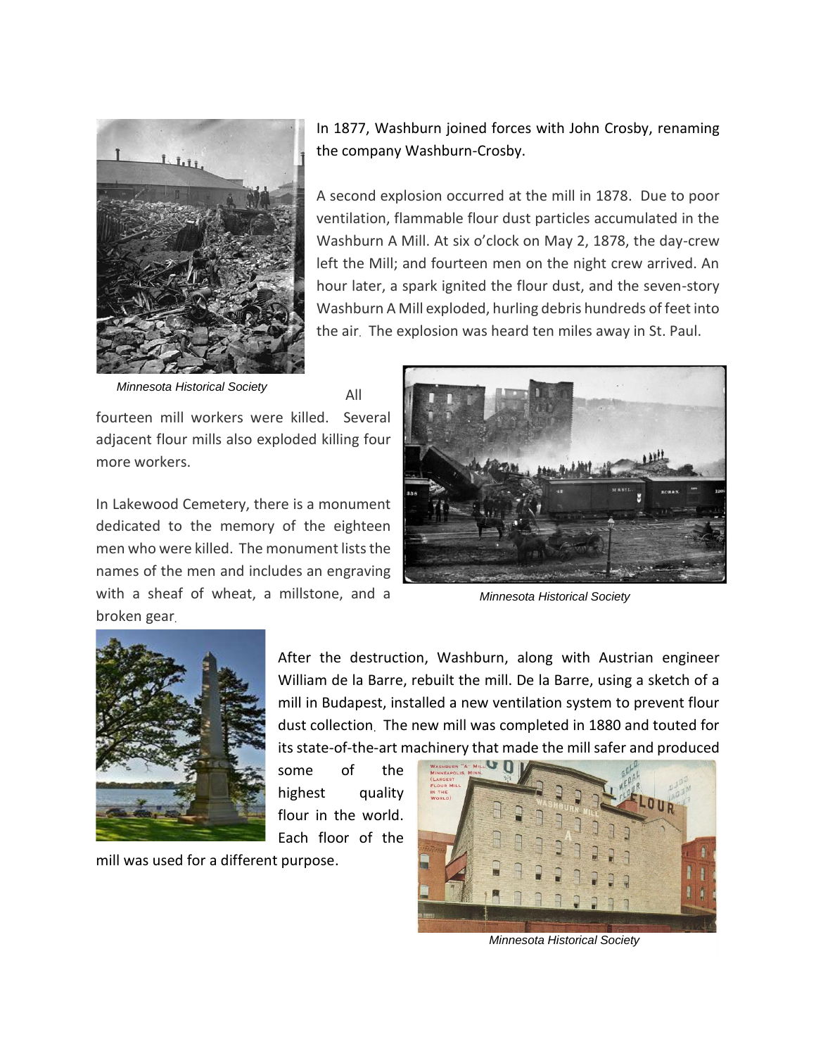In 1877, Washburn joined forces with John Crosby, renaming the company Washburn-Crosby.

A second explosion occurred at the mill in 1878. Due to poor ventilation, flammable flour dust particles accumulated in the Washburn A Mill. At six o'clock on May 2, 1878, the day-crew left the Mill; and fourteen men on the night crew arrived. An hour later, a spark ignited the flour dust, and the seven-story Washburn A Mill exploded, hurling debris hundreds of feet into the air. The explosion was heard ten miles away in St. Paul.

*Minnesota Historical Society*

All fourteen mill workers were killed. Several adjacent flour mills also exploded killing four more workers.

In Lakewood Cemetery, there is a monument dedicated to the memory of the eighteen men who were killed. The monument lists the names of the men and includes an engraving with a sheaf of wheat, a millstone, and a broken gear.

*Minnesota Historical Society*

After the destruction, Washburn, along with Austrian engineer William de la Barre, rebuilt the mill. De la Barre, using a sketch of a mill in Budapest, installed a new ventilation system to prevent flour dust collection. The new mill was completed in 1880 and touted for its state-of-the-art machinery that made the mill safer and produced some of the highest quality flour in the world. Each floor of the mill was used for a different purpose.

*Minnesota Historical Society*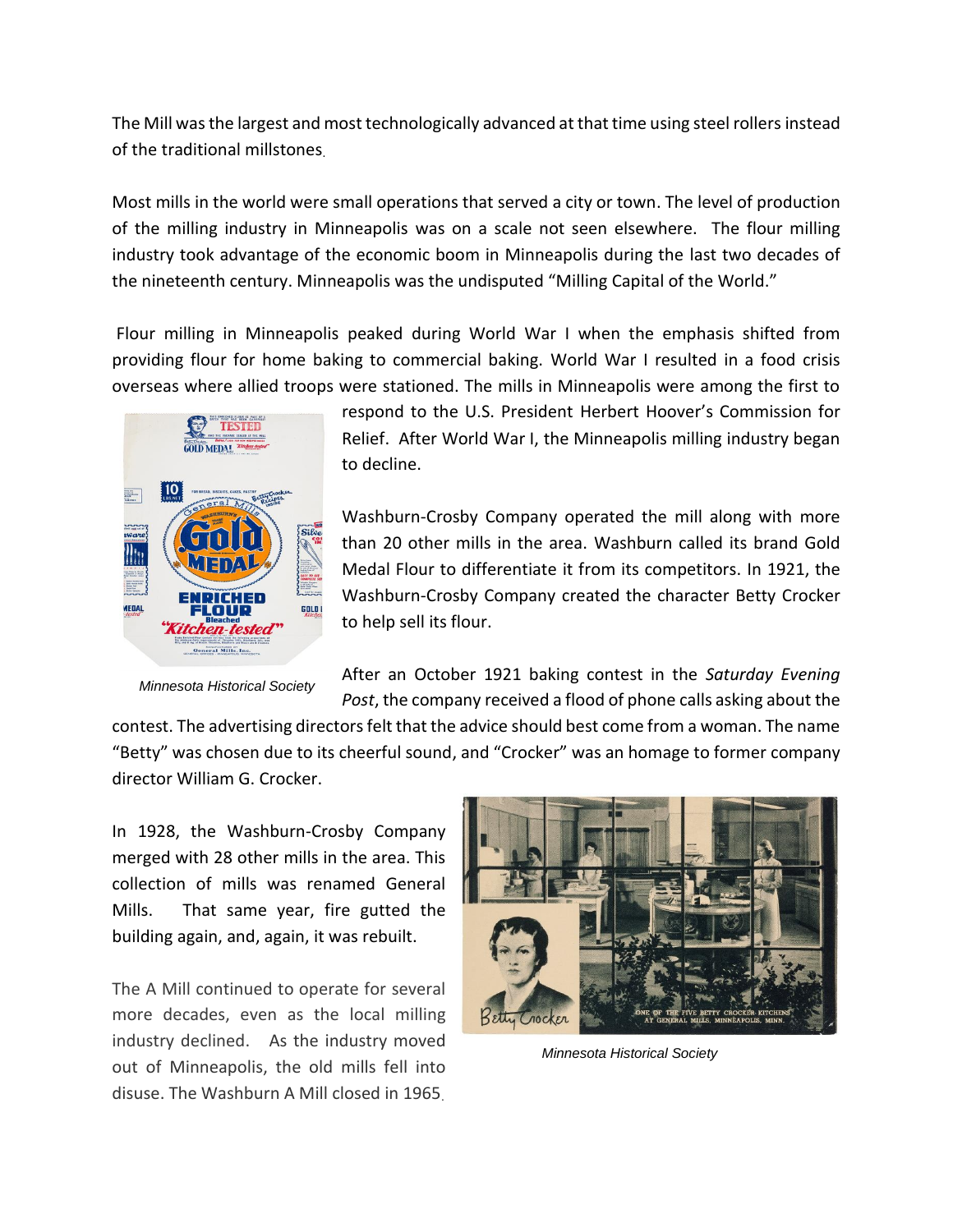The Mill was the largest and most technologically advanced at that time using steel rollers instead of the traditional millstones.

Most mills in the world were small operations that served a city or town. The level of production of the milling industry in Minneapolis was on a scale not seen elsewhere. The flour milling industry took advantage of the economic boom in Minneapolis during the last two decades of the nineteenth century. Minneapolis was the undisputed "Milling Capital of the World."

Flour milling in Minneapolis peaked during World War I when the emphasis shifted from providing flour for home baking to commercial baking. World War I resulted in a food crisis overseas where allied troops were stationed. The mills in Minneapolis were among the first to respond to the U.S. President Herbert Hoover's Commission for Relief. After World War I, the Minneapolis milling industry began to decline.

*Minnesota Historical Society*

Washburn-Crosby Company operated the mill along with more than 20 other mills in the area. Washburn called its brand Gold Medal Flour to differentiate it from its competitors. In 1921, the Washburn-Crosby Company created the character Betty Crocker to help sell its flour.

After an October 1921 baking contest in the *Saturday Evening Post*, the company received a flood of phone calls asking about the contest. The advertising directors felt that the advice should best come from a woman. The name "Betty" was chosen due to its cheerful sound, and "Crocker" was an homage to former company director William G. Crocker.

In 1928, the Washburn-Crosby Company merged with 28 other mills in the area. This collection of mills was renamed General Mills. That same year, fire gutted the building again, and, again, it was rebuilt.

The A Mill continued to operate for several more decades, even as the local milling industry declined. As the industry moved out of Minneapolis, the old mills fell into disuse. The Washburn A Mill closed in 1965.

*Minnesota Historical Society*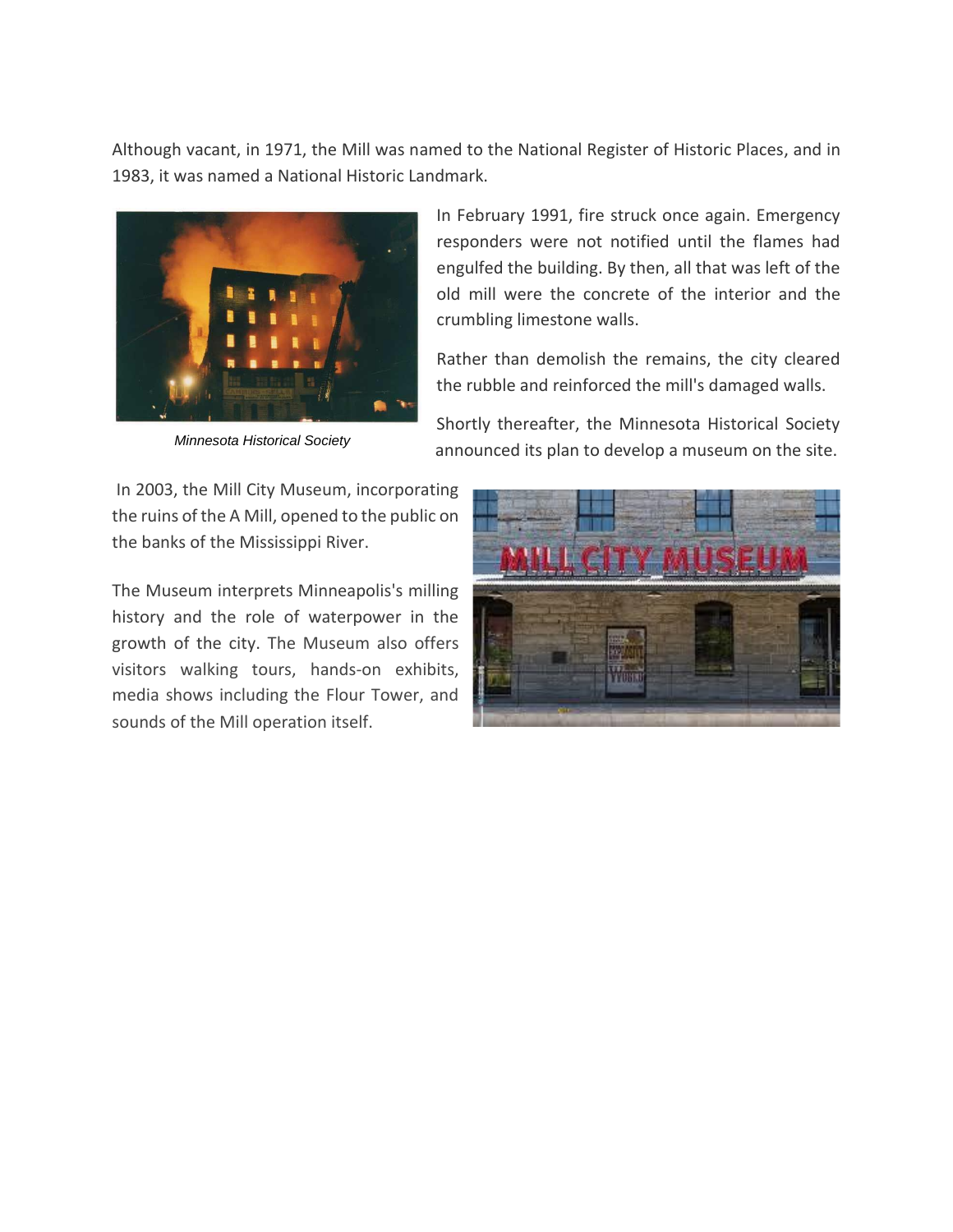Although vacant, in 1971, the Mill was named to the National Register of Historic Places, and in 1983, it was named a National Historic Landmark.

*Minnesota Historical Society*

In February 1991, fire struck once again. Emergency responders were not notified until the flames had engulfed the building. By then, all that was left of the old mill were the concrete of the interior and the crumbling limestone walls.

Rather than demolish the remains, the city cleared the rubble and reinforced the mill's damaged walls.

Shortly thereafter, the Minnesota Historical Society announced its plan to develop a museum on the site.

In 2003, the Mill City Museum, incorporating the ruins of the A Mill, opened to the public on the banks of the Mississippi River.

The Museum interprets Minneapolis's milling history and the role of waterpower in the growth of the city. The Museum also offers visitors walking tours, hands-on exhibits, media shows including the Flour Tower, and sounds of the Mill operation itself.